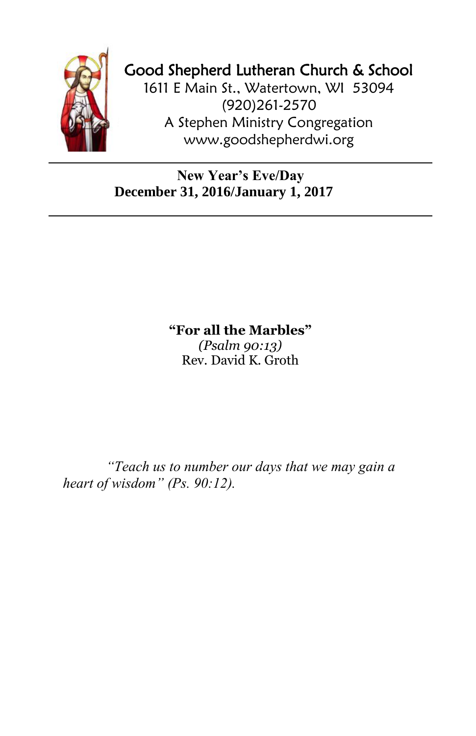# Good Shepherd Lutheran Church & School

1611 E Main St., Watertown, WI 53094
(920)261-2570
A Stephen Ministry Congregation
www.goodshepherdwi.org

---

**New Year's Eve/Day**
**December 31, 2016/January 1, 2017**

---

**"For all the Marbles"**
*(Psalm 90:13)*
Rev. David K. Groth

*"Teach us to number our days that we may gain a heart of wisdom" (Ps. 90:12).*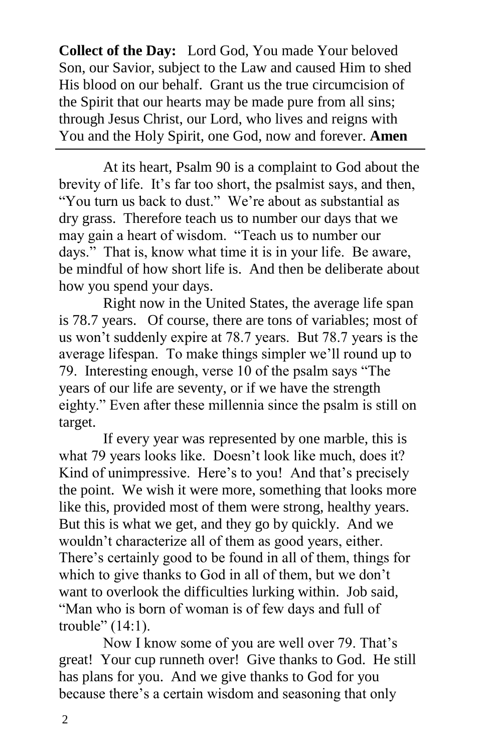**Collect of the Day:** Lord God, You made Your beloved Son, our Savior, subject to the Law and caused Him to shed His blood on our behalf. Grant us the true circumcision of the Spirit that our hearts may be made pure from all sins; through Jesus Christ, our Lord, who lives and reigns with You and the Holy Spirit, one God, now and forever. **Amen**

---

At its heart, Psalm 90 is a complaint to God about the brevity of life. It's far too short, the psalmist says, and then, "You turn us back to dust." We're about as substantial as dry grass. Therefore teach us to number our days that we may gain a heart of wisdom. "Teach us to number our days." That is, know what time it is in your life. Be aware, be mindful of how short life is. And then be deliberate about how you spend your days.

Right now in the United States, the average life span is 78.7 years. Of course, there are tons of variables; most of us won't suddenly expire at 78.7 years. But 78.7 years is the average lifespan. To make things simpler we'll round up to 79. Interesting enough, verse 10 of the psalm says "The years of our life are seventy, or if we have the strength eighty." Even after these millennia since the psalm is still on target.

If every year was represented by one marble, this is what 79 years looks like. Doesn't look like much, does it? Kind of unimpressive. Here's to you! And that's precisely the point. We wish it were more, something that looks more like this, provided most of them were strong, healthy years. But this is what we get, and they go by quickly. And we wouldn't characterize all of them as good years, either. There's certainly good to be found in all of them, things for which to give thanks to God in all of them, but we don't want to overlook the difficulties lurking within. Job said, "Man who is born of woman is of few days and full of trouble" (14:1).

Now I know some of you are well over 79. That's great! Your cup runneth over! Give thanks to God. He still has plans for you. And we give thanks to God for you because there's a certain wisdom and seasoning that only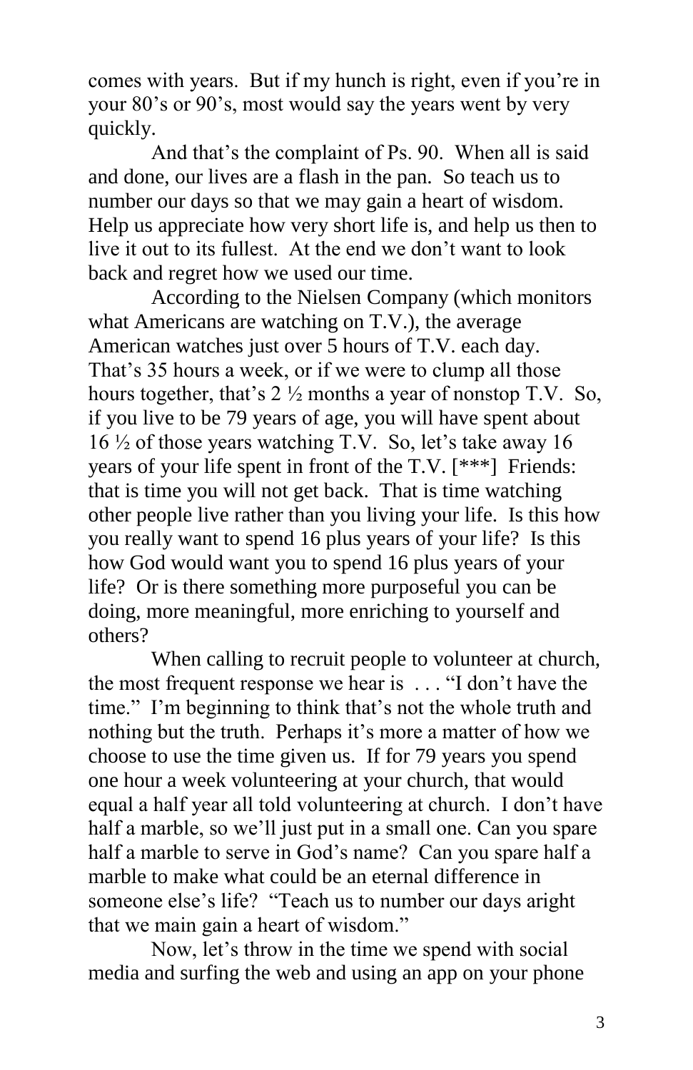comes with years. But if my hunch is right, even if you're in your 80's or 90's, most would say the years went by very quickly.

And that's the complaint of Ps. 90. When all is said and done, our lives are a flash in the pan. So teach us to number our days so that we may gain a heart of wisdom. Help us appreciate how very short life is, and help us then to live it out to its fullest. At the end we don't want to look back and regret how we used our time.

According to the Nielsen Company (which monitors what Americans are watching on T.V.), the average American watches just over 5 hours of T.V. each day. That's 35 hours a week, or if we were to clump all those hours together, that's 2 ½ months a year of nonstop T.V. So, if you live to be 79 years of age, you will have spent about 16 ½ of those years watching T.V. So, let's take away 16 years of your life spent in front of the T.V. [***] Friends: that is time you will not get back. That is time watching other people live rather than you living your life. Is this how you really want to spend 16 plus years of your life? Is this how God would want you to spend 16 plus years of your life? Or is there something more purposeful you can be doing, more meaningful, more enriching to yourself and others?

When calling to recruit people to volunteer at church, the most frequent response we hear is . . . "I don't have the time." I'm beginning to think that's not the whole truth and nothing but the truth. Perhaps it's more a matter of how we choose to use the time given us. If for 79 years you spend one hour a week volunteering at your church, that would equal a half year all told volunteering at church. I don't have half a marble, so we'll just put in a small one. Can you spare half a marble to serve in God's name? Can you spare half a marble to make what could be an eternal difference in someone else's life? "Teach us to number our days aright that we main gain a heart of wisdom."

Now, let's throw in the time we spend with social media and surfing the web and using an app on your phone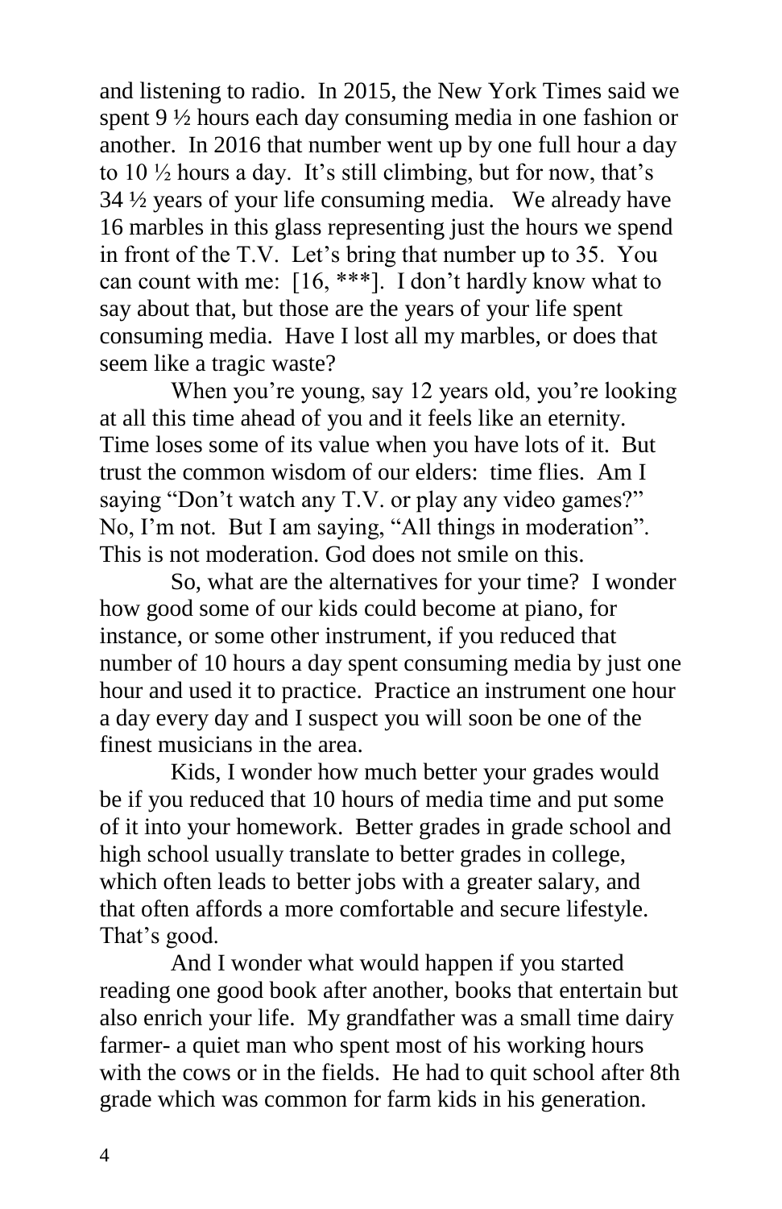and listening to radio. In 2015, the New York Times said we spent 9 ½ hours each day consuming media in one fashion or another. In 2016 that number went up by one full hour a day to 10 ½ hours a day. It's still climbing, but for now, that's 34 ½ years of your life consuming media. We already have 16 marbles in this glass representing just the hours we spend in front of the T.V. Let's bring that number up to 35. You can count with me: [16, ***]. I don't hardly know what to say about that, but those are the years of your life spent consuming media. Have I lost all my marbles, or does that seem like a tragic waste?

When you're young, say 12 years old, you're looking at all this time ahead of you and it feels like an eternity. Time loses some of its value when you have lots of it. But trust the common wisdom of our elders: time flies. Am I saying "Don't watch any T.V. or play any video games?" No, I'm not. But I am saying, "All things in moderation". This is not moderation. God does not smile on this.

So, what are the alternatives for your time? I wonder how good some of our kids could become at piano, for instance, or some other instrument, if you reduced that number of 10 hours a day spent consuming media by just one hour and used it to practice. Practice an instrument one hour a day every day and I suspect you will soon be one of the finest musicians in the area.

Kids, I wonder how much better your grades would be if you reduced that 10 hours of media time and put some of it into your homework. Better grades in grade school and high school usually translate to better grades in college, which often leads to better jobs with a greater salary, and that often affords a more comfortable and secure lifestyle. That's good.

And I wonder what would happen if you started reading one good book after another, books that entertain but also enrich your life. My grandfather was a small time dairy farmer- a quiet man who spent most of his working hours with the cows or in the fields. He had to quit school after 8th grade which was common for farm kids in his generation.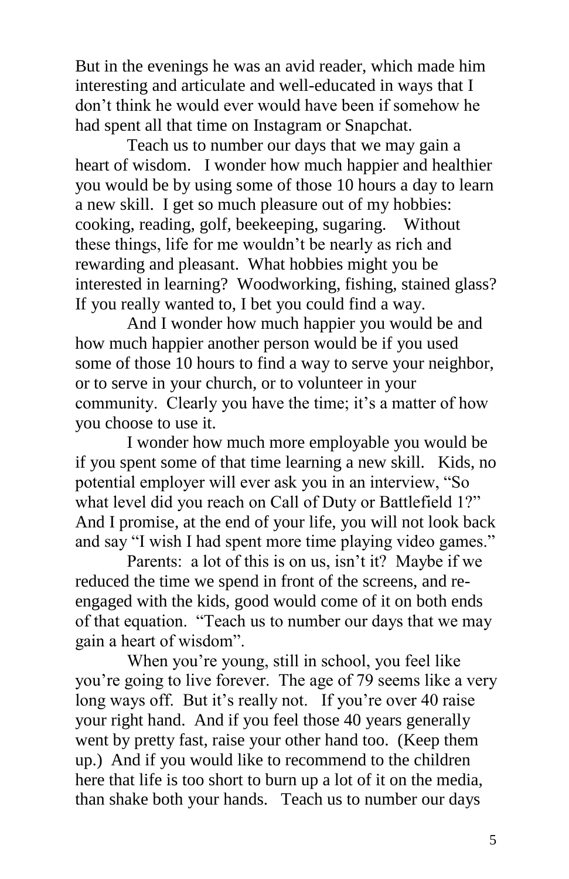But in the evenings he was an avid reader, which made him interesting and articulate and well-educated in ways that I don't think he would ever would have been if somehow he had spent all that time on Instagram or Snapchat.

Teach us to number our days that we may gain a heart of wisdom. I wonder how much happier and healthier you would be by using some of those 10 hours a day to learn a new skill. I get so much pleasure out of my hobbies: cooking, reading, golf, beekeeping, sugaring. Without these things, life for me wouldn't be nearly as rich and rewarding and pleasant. What hobbies might you be interested in learning? Woodworking, fishing, stained glass? If you really wanted to, I bet you could find a way.

And I wonder how much happier you would be and how much happier another person would be if you used some of those 10 hours to find a way to serve your neighbor, or to serve in your church, or to volunteer in your community. Clearly you have the time; it's a matter of how you choose to use it.

I wonder how much more employable you would be if you spent some of that time learning a new skill. Kids, no potential employer will ever ask you in an interview, "So what level did you reach on Call of Duty or Battlefield 1?" And I promise, at the end of your life, you will not look back and say "I wish I had spent more time playing video games."

Parents: a lot of this is on us, isn't it? Maybe if we reduced the time we spend in front of the screens, and re-engaged with the kids, good would come of it on both ends of that equation. "Teach us to number our days that we may gain a heart of wisdom".

When you're young, still in school, you feel like you're going to live forever. The age of 79 seems like a very long ways off. But it's really not. If you're over 40 raise your right hand. And if you feel those 40 years generally went by pretty fast, raise your other hand too. (Keep them up.) And if you would like to recommend to the children here that life is too short to burn up a lot of it on the media, than shake both your hands. Teach us to number our days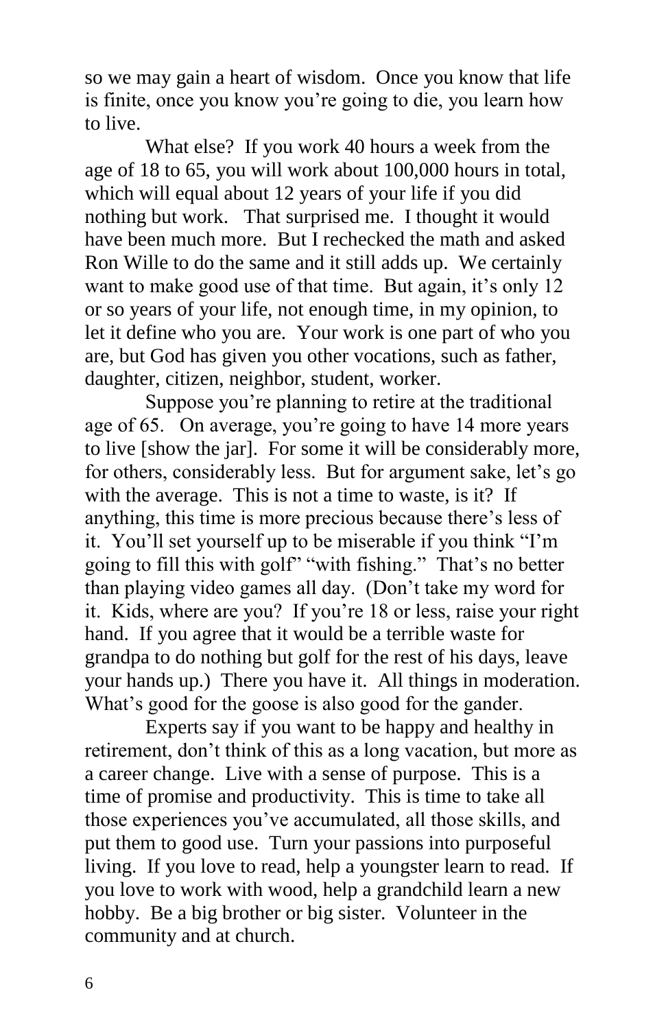so we may gain a heart of wisdom. Once you know that life is finite, once you know you're going to die, you learn how to live.

What else? If you work 40 hours a week from the age of 18 to 65, you will work about 100,000 hours in total, which will equal about 12 years of your life if you did nothing but work. That surprised me. I thought it would have been much more. But I rechecked the math and asked Ron Wille to do the same and it still adds up. We certainly want to make good use of that time. But again, it's only 12 or so years of your life, not enough time, in my opinion, to let it define who you are. Your work is one part of who you are, but God has given you other vocations, such as father, daughter, citizen, neighbor, student, worker.

Suppose you're planning to retire at the traditional age of 65. On average, you're going to have 14 more years to live [show the jar]. For some it will be considerably more, for others, considerably less. But for argument sake, let's go with the average. This is not a time to waste, is it? If anything, this time is more precious because there's less of it. You'll set yourself up to be miserable if you think "I'm going to fill this with golf" "with fishing." That's no better than playing video games all day. (Don't take my word for it. Kids, where are you? If you're 18 or less, raise your right hand. If you agree that it would be a terrible waste for grandpa to do nothing but golf for the rest of his days, leave your hands up.) There you have it. All things in moderation. What's good for the goose is also good for the gander.

Experts say if you want to be happy and healthy in retirement, don't think of this as a long vacation, but more as a career change. Live with a sense of purpose. This is a time of promise and productivity. This is time to take all those experiences you've accumulated, all those skills, and put them to good use. Turn your passions into purposeful living. If you love to read, help a youngster learn to read. If you love to work with wood, help a grandchild learn a new hobby. Be a big brother or big sister. Volunteer in the community and at church.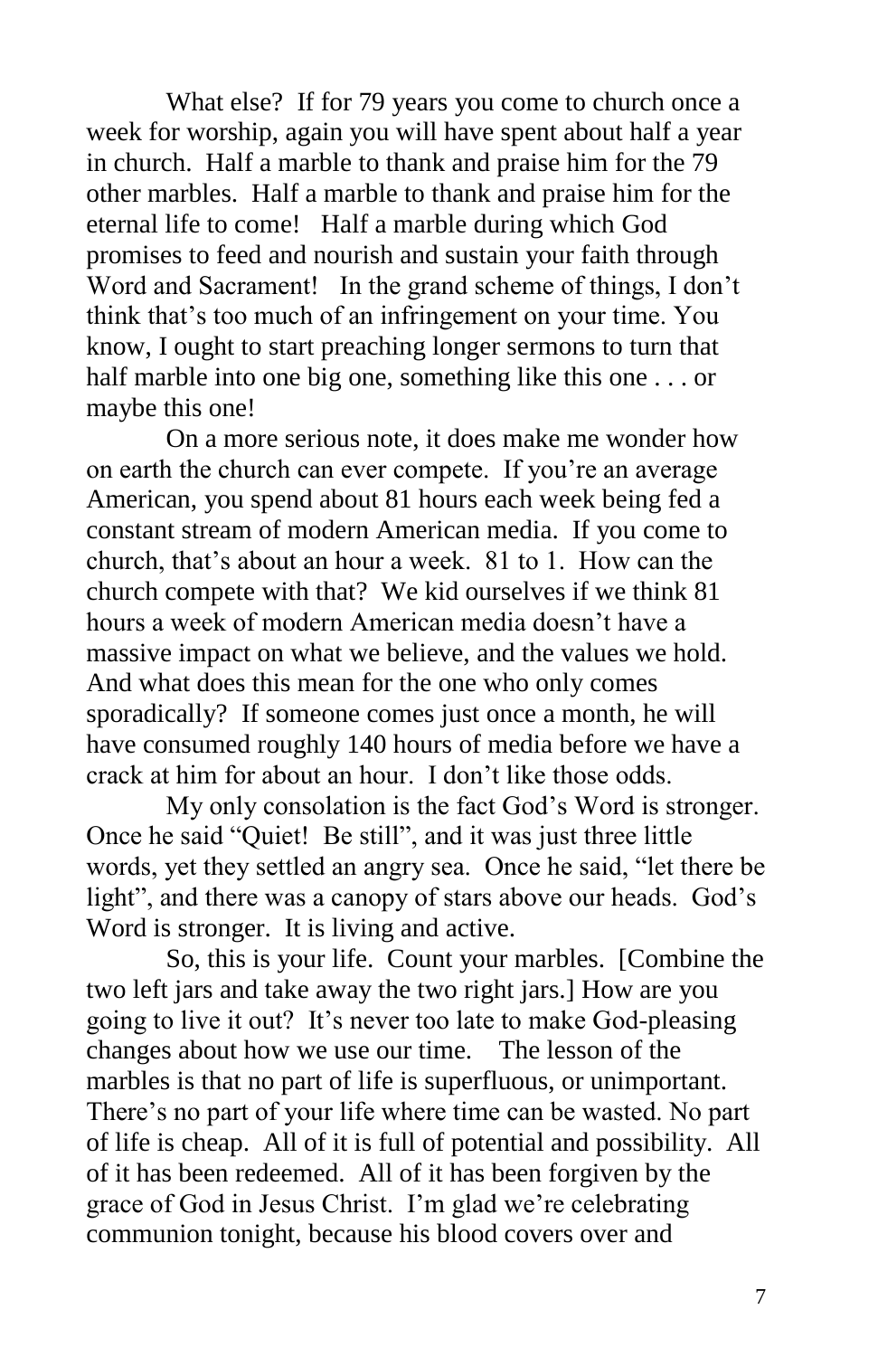What else? If for 79 years you come to church once a week for worship, again you will have spent about half a year in church. Half a marble to thank and praise him for the 79 other marbles. Half a marble to thank and praise him for the eternal life to come! Half a marble during which God promises to feed and nourish and sustain your faith through Word and Sacrament! In the grand scheme of things, I don't think that's too much of an infringement on your time. You know, I ought to start preaching longer sermons to turn that half marble into one big one, something like this one . . . or maybe this one!

On a more serious note, it does make me wonder how on earth the church can ever compete. If you're an average American, you spend about 81 hours each week being fed a constant stream of modern American media. If you come to church, that's about an hour a week. 81 to 1. How can the church compete with that? We kid ourselves if we think 81 hours a week of modern American media doesn't have a massive impact on what we believe, and the values we hold. And what does this mean for the one who only comes sporadically? If someone comes just once a month, he will have consumed roughly 140 hours of media before we have a crack at him for about an hour. I don't like those odds.

My only consolation is the fact God's Word is stronger. Once he said "Quiet! Be still", and it was just three little words, yet they settled an angry sea. Once he said, "let there be light", and there was a canopy of stars above our heads. God's Word is stronger. It is living and active.

So, this is your life. Count your marbles. [Combine the two left jars and take away the two right jars.] How are you going to live it out? It's never too late to make God-pleasing changes about how we use our time. The lesson of the marbles is that no part of life is superfluous, or unimportant. There's no part of your life where time can be wasted. No part of life is cheap. All of it is full of potential and possibility. All of it has been redeemed. All of it has been forgiven by the grace of God in Jesus Christ. I'm glad we're celebrating communion tonight, because his blood covers over and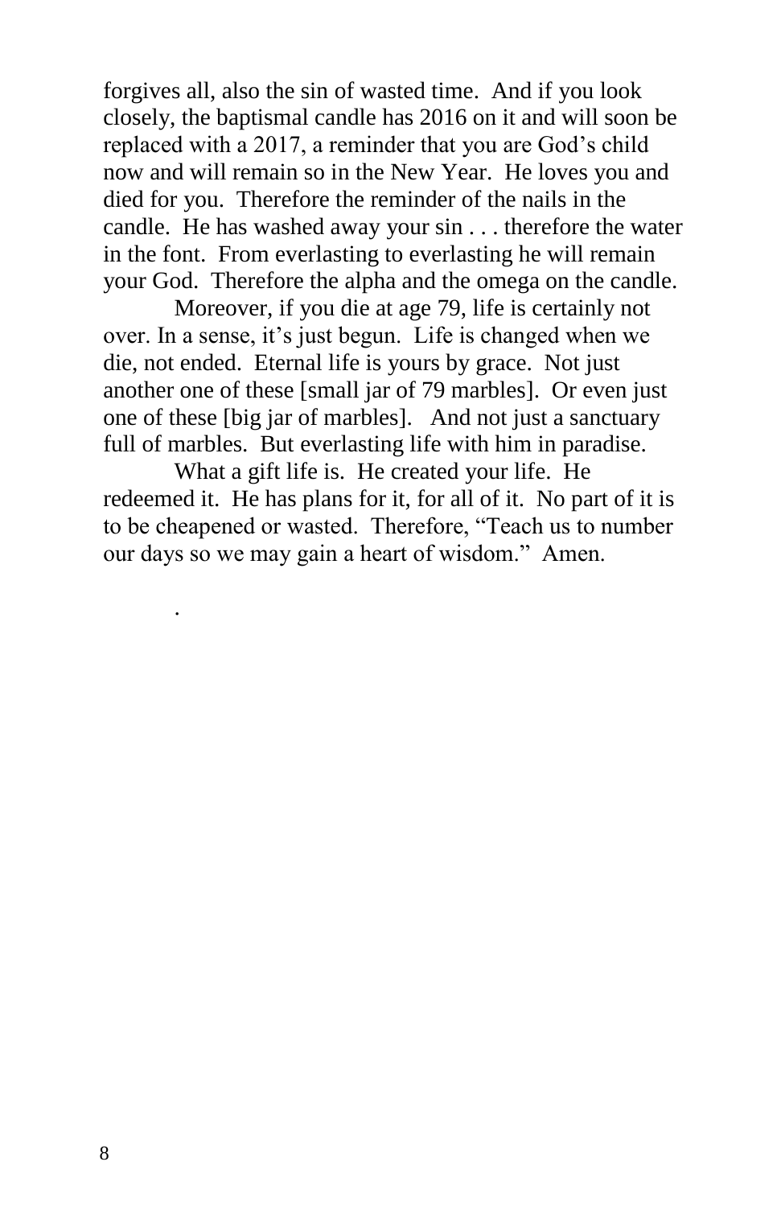forgives all, also the sin of wasted time. And if you look closely, the baptismal candle has 2016 on it and will soon be replaced with a 2017, a reminder that you are God's child now and will remain so in the New Year. He loves you and died for you. Therefore the reminder of the nails in the candle. He has washed away your sin . . . therefore the water in the font. From everlasting to everlasting he will remain your God. Therefore the alpha and the omega on the candle.

Moreover, if you die at age 79, life is certainly not over. In a sense, it's just begun. Life is changed when we die, not ended. Eternal life is yours by grace. Not just another one of these [small jar of 79 marbles]. Or even just one of these [big jar of marbles]. And not just a sanctuary full of marbles. But everlasting life with him in paradise.

What a gift life is. He created your life. He redeemed it. He has plans for it, for all of it. No part of it is to be cheapened or wasted. Therefore, "Teach us to number our days so we may gain a heart of wisdom." Amen.

.